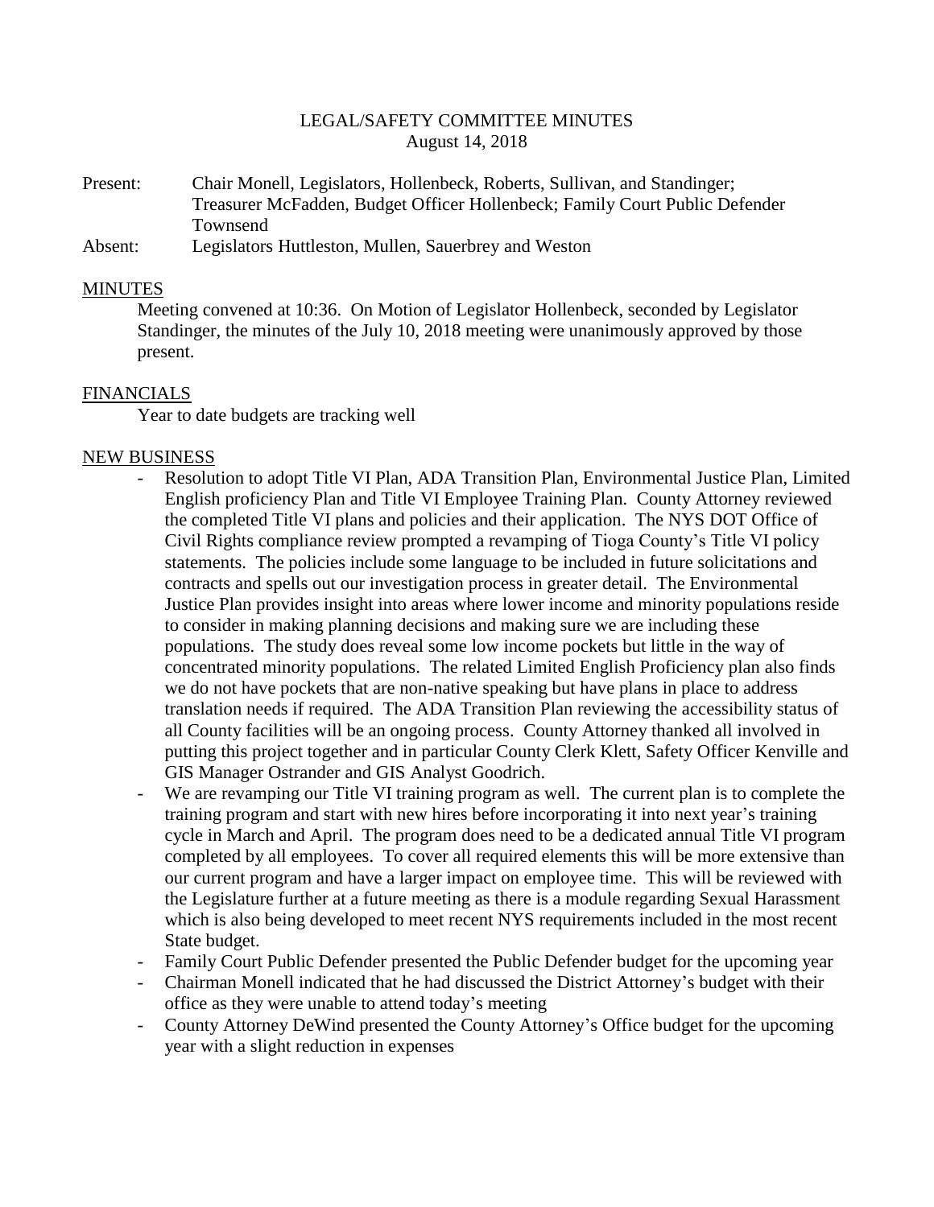# LEGAL/SAFETY COMMITTEE MINUTES
August 14, 2018

Present: Chair Monell, Legislators, Hollenbeck, Roberts, Sullivan, and Standinger; Treasurer McFadden, Budget Officer Hollenbeck; Family Court Public Defender Townsend

Absent: Legislators Huttleston, Mullen, Sauerbrey and Weston

## MINUTES

Meeting convened at 10:36. On Motion of Legislator Hollenbeck, seconded by Legislator Standinger, the minutes of the July 10, 2018 meeting were unanimously approved by those present.

## FINANCIALS

Year to date budgets are tracking well

## NEW BUSINESS

- Resolution to adopt Title VI Plan, ADA Transition Plan, Environmental Justice Plan, Limited English proficiency Plan and Title VI Employee Training Plan. County Attorney reviewed the completed Title VI plans and policies and their application. The NYS DOT Office of Civil Rights compliance review prompted a revamping of Tioga County's Title VI policy statements. The policies include some language to be included in future solicitations and contracts and spells out our investigation process in greater detail. The Environmental Justice Plan provides insight into areas where lower income and minority populations reside to consider in making planning decisions and making sure we are including these populations. The study does reveal some low income pockets but little in the way of concentrated minority populations. The related Limited English Proficiency plan also finds we do not have pockets that are non-native speaking but have plans in place to address translation needs if required. The ADA Transition Plan reviewing the accessibility status of all County facilities will be an ongoing process. County Attorney thanked all involved in putting this project together and in particular County Clerk Klett, Safety Officer Kenville and GIS Manager Ostrander and GIS Analyst Goodrich.
- We are revamping our Title VI training program as well. The current plan is to complete the training program and start with new hires before incorporating it into next year's training cycle in March and April. The program does need to be a dedicated annual Title VI program completed by all employees. To cover all required elements this will be more extensive than our current program and have a larger impact on employee time. This will be reviewed with the Legislature further at a future meeting as there is a module regarding Sexual Harassment which is also being developed to meet recent NYS requirements included in the most recent State budget.
- Family Court Public Defender presented the Public Defender budget for the upcoming year
- Chairman Monell indicated that he had discussed the District Attorney's budget with their office as they were unable to attend today's meeting
- County Attorney DeWind presented the County Attorney's Office budget for the upcoming year with a slight reduction in expenses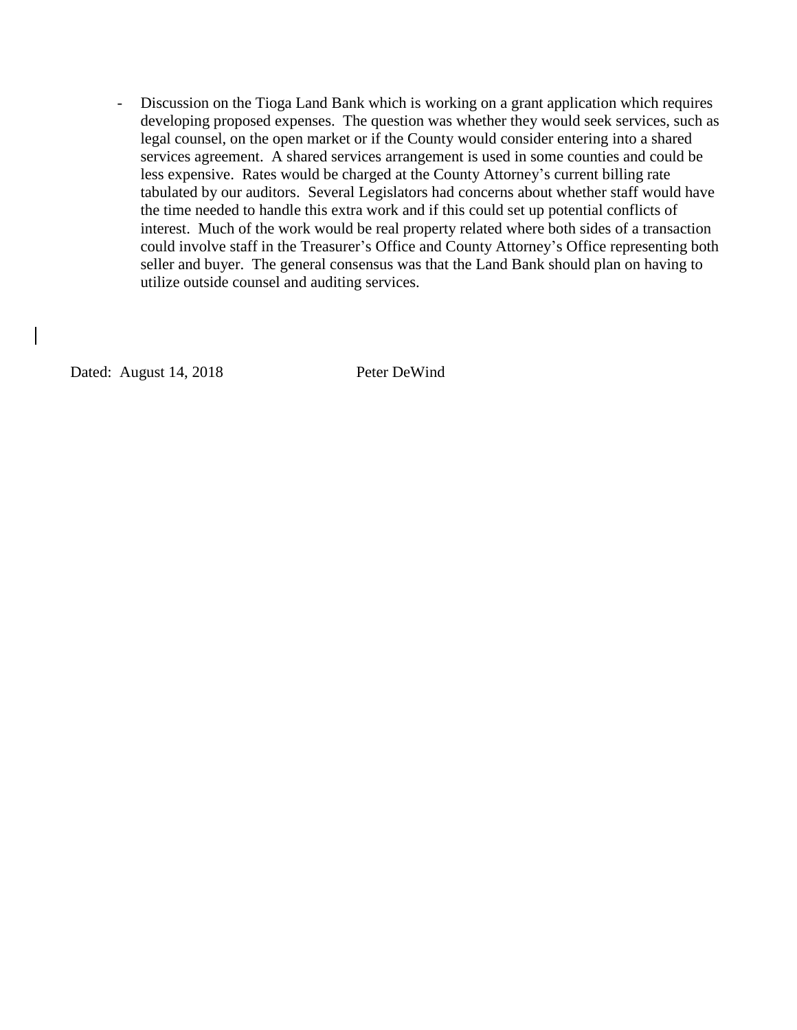- Discussion on the Tioga Land Bank which is working on a grant application which requires developing proposed expenses. The question was whether they would seek services, such as legal counsel, on the open market or if the County would consider entering into a shared services agreement. A shared services arrangement is used in some counties and could be less expensive. Rates would be charged at the County Attorney's current billing rate tabulated by our auditors. Several Legislators had concerns about whether staff would have the time needed to handle this extra work and if this could set up potential conflicts of interest. Much of the work would be real property related where both sides of a transaction could involve staff in the Treasurer's Office and County Attorney's Office representing both seller and buyer. The general consensus was that the Land Bank should plan on having to utilize outside counsel and auditing services.

Dated: August 14, 2018 Peter DeWind